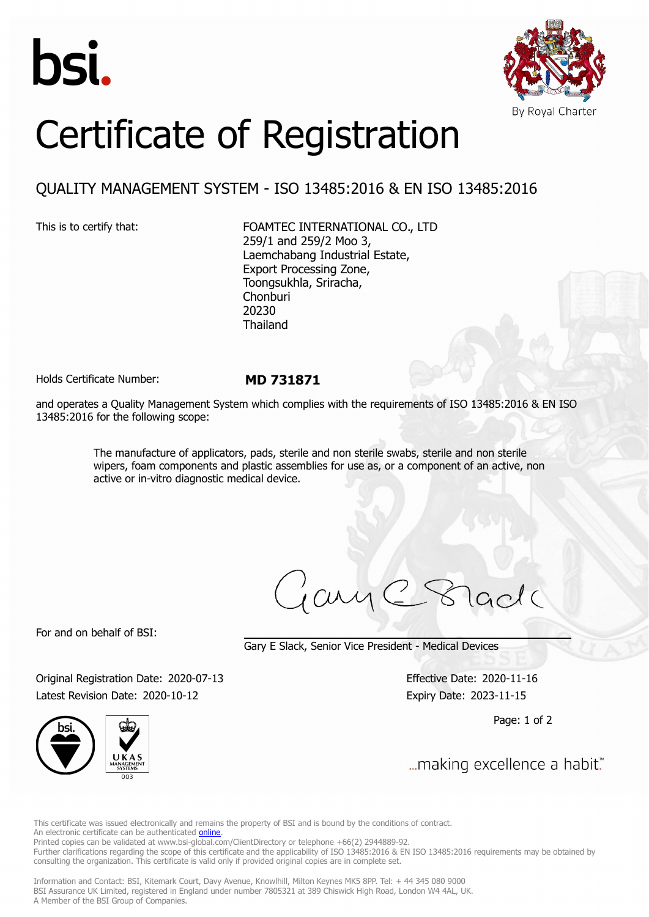bsi.

By Royal Charter

# Certificate of Registration

## QUALITY MANAGEMENT SYSTEM - ISO 13485:2016 & EN ISO 13485:2016

This is to certify that:

FOAMTEC INTERNATIONAL CO., LTD
259/1 and 259/2 Moo 3,
Laemchabang Industrial Estate,
Export Processing Zone,
Toongsukhla, Sriracha,
Chonburi
20230
Thailand

Holds Certificate Number: **MD 731871**

and operates a Quality Management System which complies with the requirements of ISO 13485:2016 & EN ISO 13485:2016 for the following scope:

> The manufacture of applicators, pads, sterile and non sterile swabs, sterile and non sterile wipers, foam components and plastic assemblies for use as, or a component of an active, non active or in-vitro diagnostic medical device.

For and on behalf of BSI:

Gary E Slack, Senior Vice President - Medical Devices

Original Registration Date: 2020-07-13
Latest Revision Date: 2020-10-12

Effective Date: 2020-11-16
Expiry Date: 2023-11-15

...making excellence a habit.™

This certificate was issued electronically and remains the property of BSI and is bound by the conditions of contract.
An electronic certificate can be authenticated online.
Printed copies can be validated at www.bsi-global.com/ClientDirectory or telephone +66(2) 2944889-92.
Further clarifications regarding the scope of this certificate and the applicability of ISO 13485:2016 & EN ISO 13485:2016 requirements may be obtained by consulting the organization. This certificate is valid only if provided original copies are in complete set.

Information and Contact: BSI, Kitemark Court, Davy Avenue, Knowlhill, Milton Keynes MK5 8PP. Tel: + 44 345 080 9000
BSI Assurance UK Limited, registered in England under number 7805321 at 389 Chiswick High Road, London W4 4AL, UK.
A Member of the BSI Group of Companies.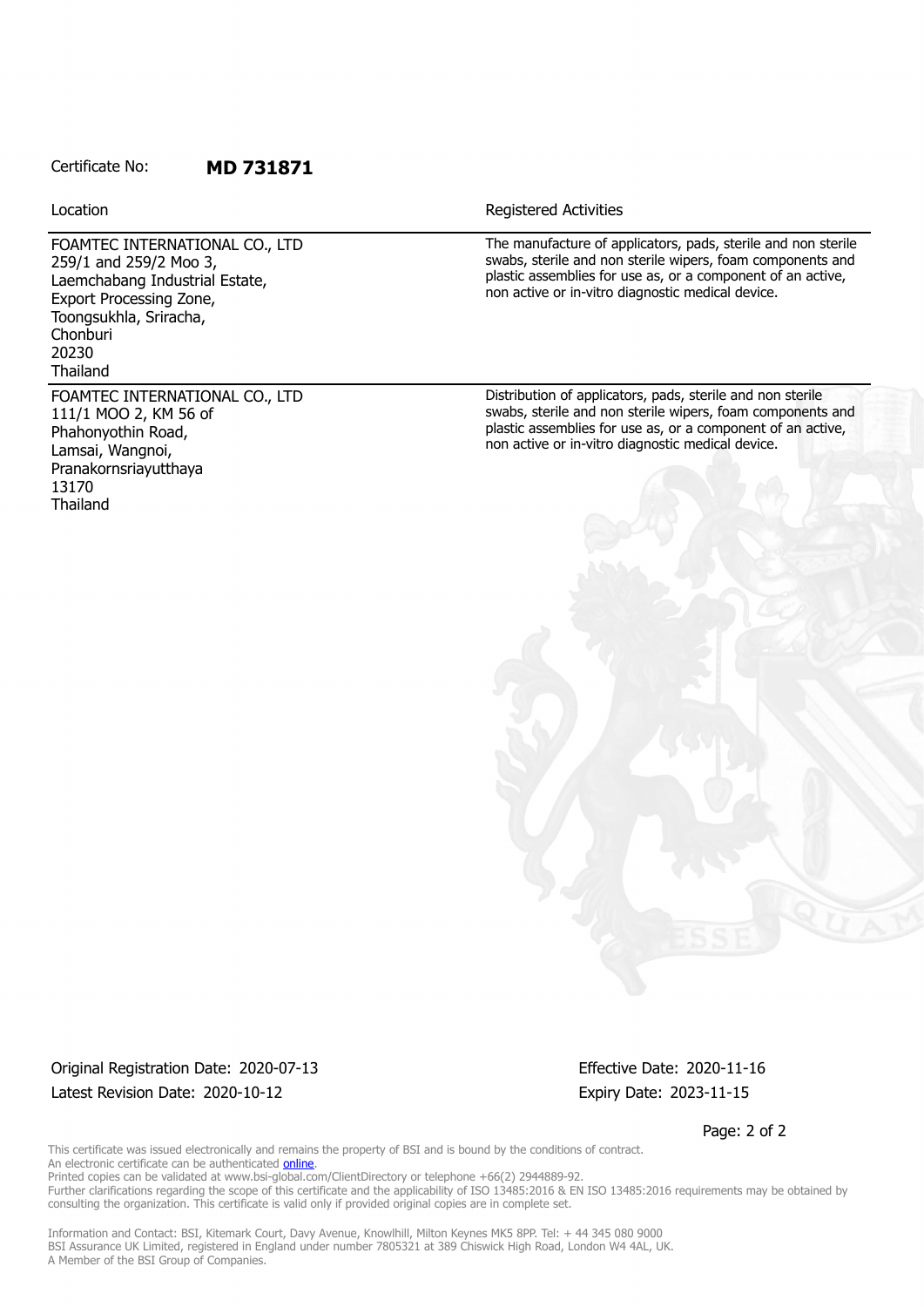Certificate No: **MD 731871**

| Location | Registered Activities |
| --- | --- |
| FOAMTEC INTERNATIONAL CO., LTD<br>259/1 and 259/2 Moo 3,<br>Laemchabang Industrial Estate,<br>Export Processing Zone,<br>Toongsukhla, Sriracha,<br>Chonburi<br>20230<br>Thailand | The manufacture of applicators, pads, sterile and non sterile swabs, sterile and non sterile wipers, foam components and plastic assemblies for use as, or a component of an active, non active or in-vitro diagnostic medical device. |
| FOAMTEC INTERNATIONAL CO., LTD<br>111/1 MOO 2, KM 56 of<br>Phahonyothin Road,<br>Lamsai, Wangnoi,<br>Pranakornsriayutthaya<br>13170<br>Thailand | Distribution of applicators, pads, sterile and non sterile swabs, sterile and non sterile wipers, foam components and plastic assemblies for use as, or a component of an active, non active or in-vitro diagnostic medical device. |

Original Registration Date: 2020-07-13

Latest Revision Date: 2020-10-12

Effective Date: 2020-11-16

Expiry Date: 2023-11-15

This certificate was issued electronically and remains the property of BSI and is bound by the conditions of contract.
An electronic certificate can be authenticated online.
Printed copies can be validated at www.bsi-global.com/ClientDirectory or telephone +66(2) 2944889-92.
Further clarifications regarding the scope of this certificate and the applicability of ISO 13485:2016 & EN ISO 13485:2016 requirements may be obtained by consulting the organization. This certificate is valid only if provided original copies are in complete set.

Information and Contact: BSI, Kitemark Court, Davy Avenue, Knowlhill, Milton Keynes MK5 8PP. Tel: + 44 345 080 9000
BSI Assurance UK Limited, registered in England under number 7805321 at 389 Chiswick High Road, London W4 4AL, UK.
A Member of the BSI Group of Companies.